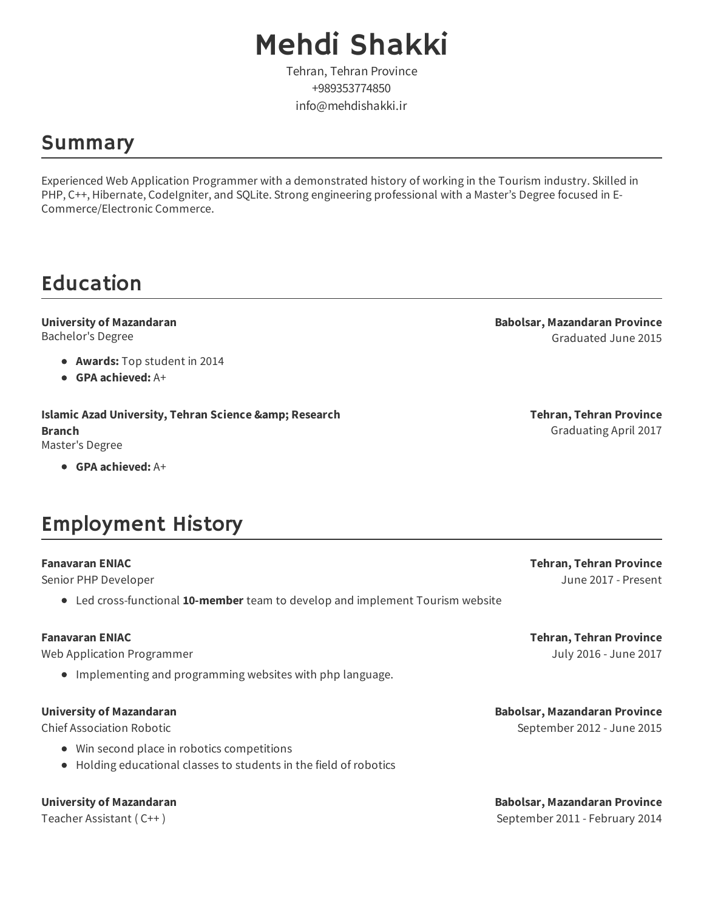# Mehdi Shakki

Tehran, Tehran Province
+989353774850
info@mehdishakki.ir

## Summary

Experienced Web Application Programmer with a demonstrated history of working in the Tourism industry. Skilled in PHP, C++, Hibernate, CodeIgniter, and SQLite. Strong engineering professional with a Master's Degree focused in E-Commerce/Electronic Commerce.

## Education

**University of Mazandaran** — **Babolsar, Mazandaran Province**
Bachelor's Degree — Graduated June 2015

- **Awards:** Top student in 2014
- **GPA achieved:** A+

**Islamic Azad University, Tehran Science &amp; Research Branch** — **Tehran, Tehran Province**
Master's Degree — Graduating April 2017

- **GPA achieved:** A+

## Employment History

**Fanavaran ENIAC** — **Tehran, Tehran Province**
Senior PHP Developer — June 2017 - Present

- Led cross-functional **10-member** team to develop and implement Tourism website

**Fanavaran ENIAC** — **Tehran, Tehran Province**
Web Application Programmer — July 2016 - June 2017

- Implementing and programming websites with php language.

**University of Mazandaran** — **Babolsar, Mazandaran Province**
Chief Association Robotic — September 2012 - June 2015

- Win second place in robotics competitions
- Holding educational classes to students in the field of robotics

**University of Mazandaran** — **Babolsar, Mazandaran Province**
Teacher Assistant ( C++ ) — September 2011 - February 2014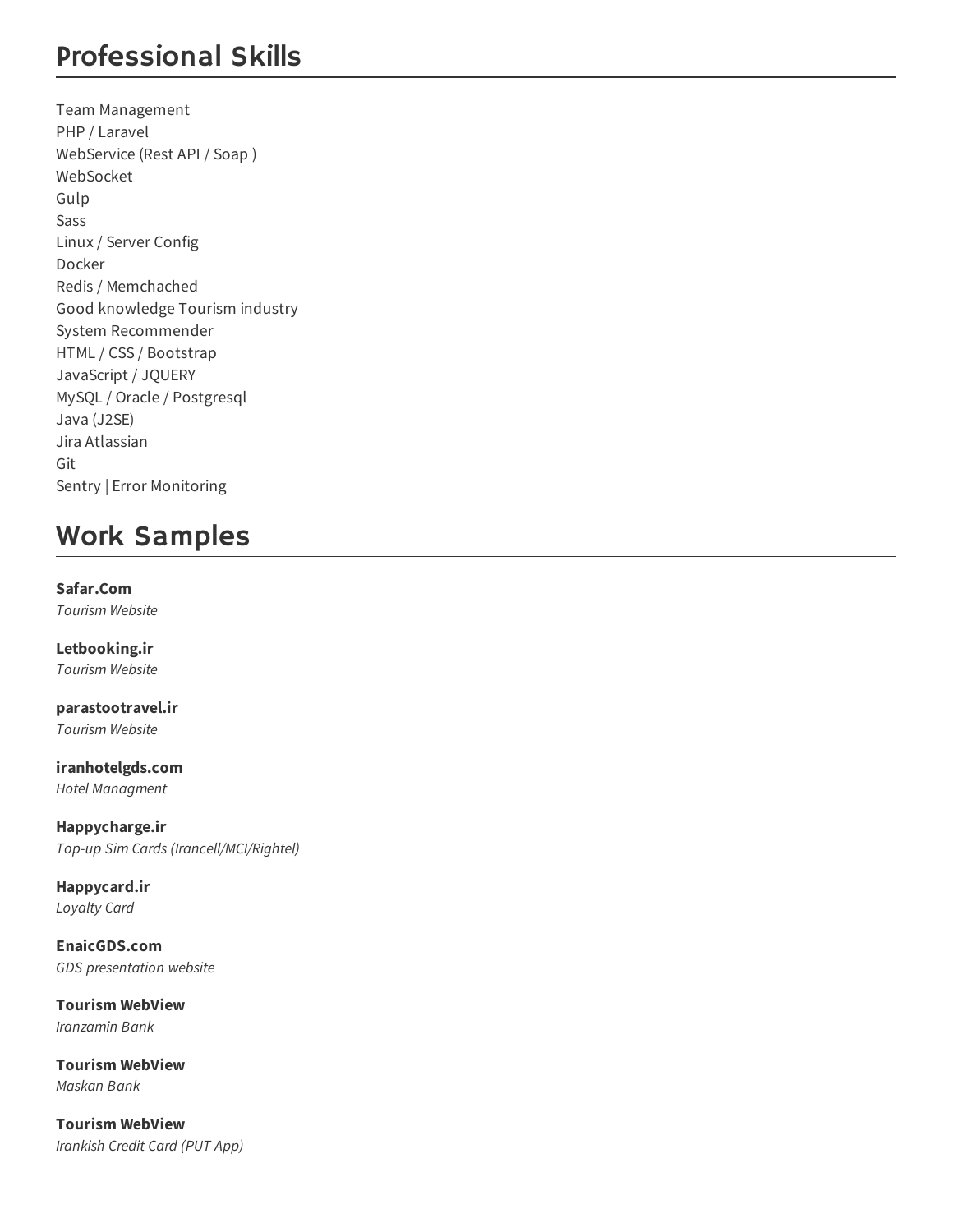## Professional Skills

Team Management
PHP / Laravel
WebService (Rest API / Soap )
WebSocket
Gulp
Sass
Linux / Server Config
Docker
Redis / Memchached
Good knowledge Tourism industry
System Recommender
HTML / CSS / Bootstrap
JavaScript / JQUERY
MySQL / Oracle / Postgresql
Java (J2SE)
Jira Atlassian
Git
Sentry | Error Monitoring

## Work Samples

**Safar.Com**
*Tourism Website*

**Letbooking.ir**
*Tourism Website*

**parastootravel.ir**
*Tourism Website*

**iranhotelgds.com**
*Hotel Managment*

**Happycharge.ir**
*Top-up Sim Cards (Irancell/MCI/Rightel)*

**Happycard.ir**
*Loyalty Card*

**EnaicGDS.com**
*GDS presentation website*

**Tourism WebView**
*Iranzamin Bank*

**Tourism WebView**
*Maskan Bank*

**Tourism WebView**
*Irankish Credit Card (PUT App)*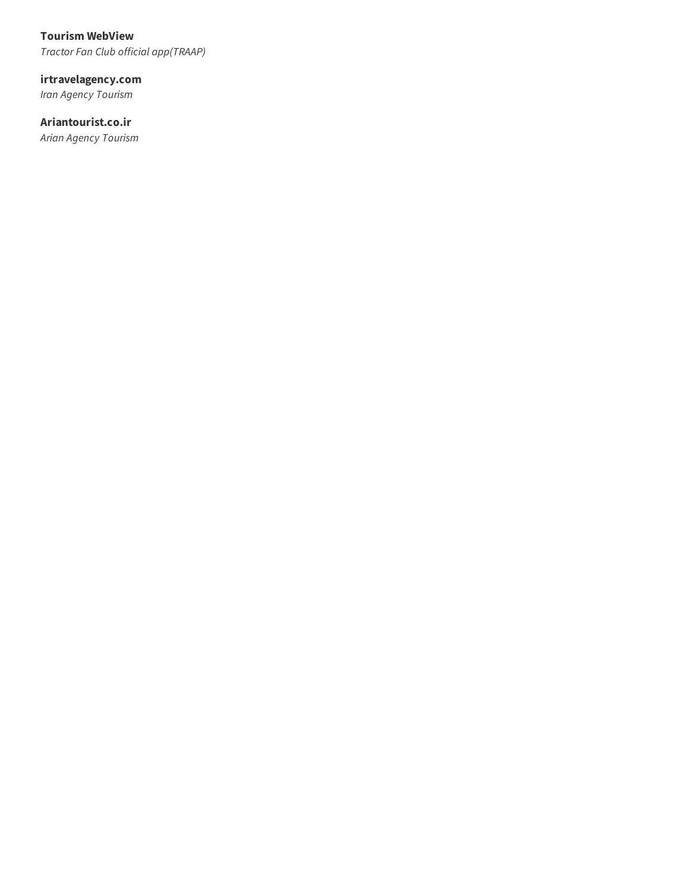**Tourism WebView**
*Tractor Fan Club official app(TRAAP)*

**irtravelagency.com**
*Iran Agency Tourism*

**Ariantourist.co.ir**
*Arian Agency Tourism*